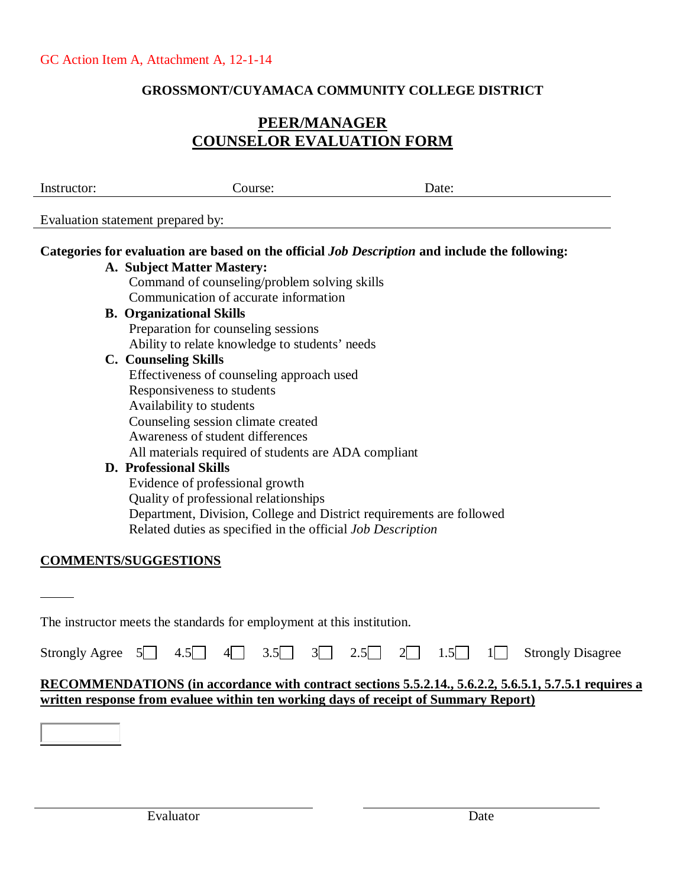GC Action Item A, Attachment A, 12-1-14

**GROSSMONT/CUYAMACA COMMUNITY COLLEGE DISTRICT**

# PEER/MANAGER COUNSELOR EVALUATION FORM

Instructor: Course: Date:

Evaluation statement prepared by:

**Categories for evaluation are based on the official *Job Description* and include the following:**

**A. Subject Matter Mastery:**
- Command of counseling/problem solving skills
- Communication of accurate information

**B. Organizational Skills**
- Preparation for counseling sessions
- Ability to relate knowledge to students' needs

**C. Counseling Skills**
- Effectiveness of counseling approach used
- Responsiveness to students
- Availability to students
- Counseling session climate created
- Awareness of student differences
- All materials required of students are ADA compliant

**D. Professional Skills**
- Evidence of professional growth
- Quality of professional relationships
- Department, Division, College and District requirements are followed
- Related duties as specified in the official *Job Description*

**COMMENTS/SUGGESTIONS**

The instructor meets the standards for employment at this institution.

Strongly Agree 5☐ 4.5☐ 4☐ 3.5☐ 3☐ 2.5☐ 2☐ 1.5☐ 1☐ Strongly Disagree

**RECOMMENDATIONS (in accordance with contract sections 5.5.2.14., 5.6.2.2, 5.6.5.1, 5.7.5.1 requires a written response from evaluee within ten working days of receipt of Summary Report)**

Evaluator Date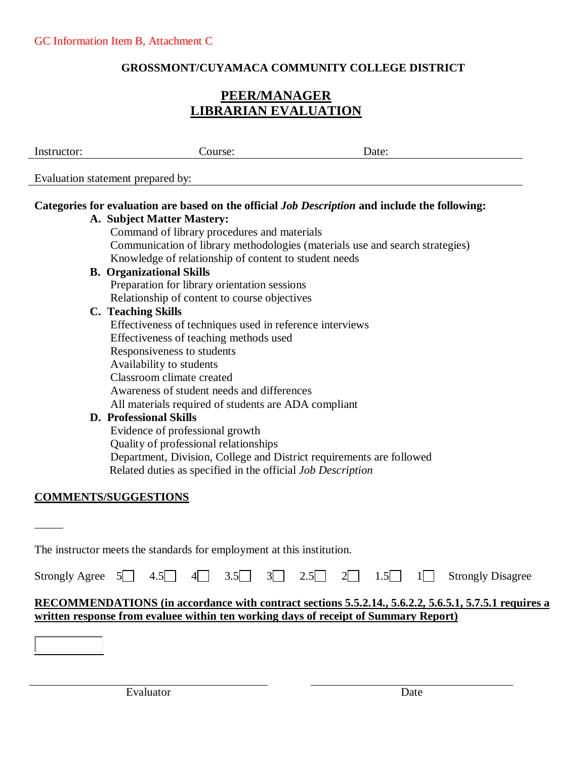GC Information Item B, Attachment C

**GROSSMONT/CUYAMACA COMMUNITY COLLEGE DISTRICT**

# PEER/MANAGER LIBRARIAN EVALUATION

Instructor: Course: Date:

Evaluation statement prepared by:

**Categories for evaluation are based on the official *Job Description* and include the following:**

**A. Subject Matter Mastery:**
- Command of library procedures and materials
- Communication of library methodologies (materials use and search strategies)
- Knowledge of relationship of content to student needs

**B. Organizational Skills**
- Preparation for library orientation sessions
- Relationship of content to course objectives

**C. Teaching Skills**
- Effectiveness of techniques used in reference interviews
- Effectiveness of teaching methods used
- Responsiveness to students
- Availability to students
- Classroom climate created
- Awareness of student needs and differences
- All materials required of students are ADA compliant

**D. Professional Skills**
- Evidence of professional growth
- Quality of professional relationships
- Department, Division, College and District requirements are followed
- Related duties as specified in the official *Job Description*

**COMMENTS/SUGGESTIONS**

The instructor meets the standards for employment at this institution.

Strongly Agree 5☐ 4.5☐ 4☐ 3.5☐ 3☐ 2.5☐ 2☐ 1.5☐ 1☐ Strongly Disagree

**RECOMMENDATIONS (in accordance with contract sections 5.5.2.14., 5.6.2.2, 5.6.5.1, 5.7.5.1 requires a written response from evaluee within ten working days of receipt of Summary Report)**

Evaluator Date